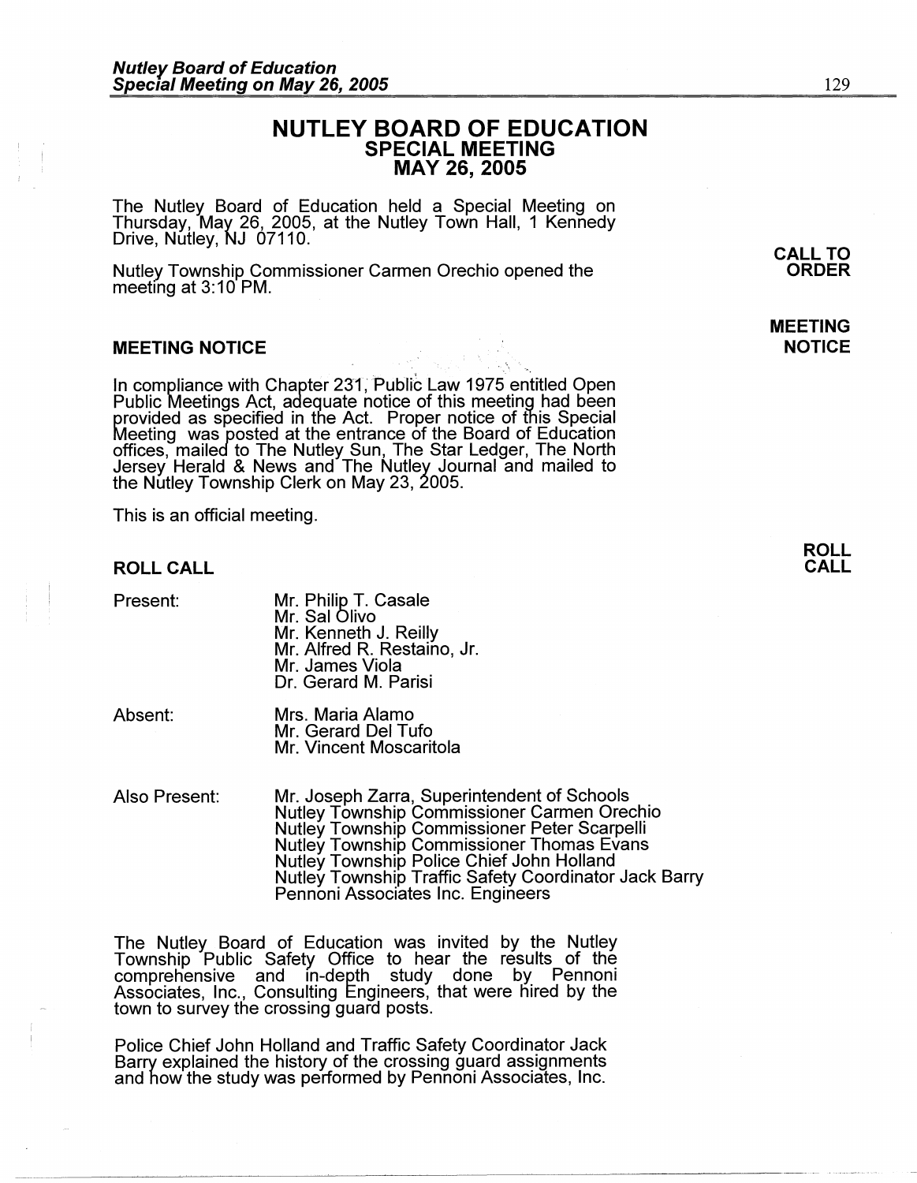# NUTLEY BOARD OF EDUCATION
## SPECIAL MEETING
## MAY 26, 2005

The Nutley Board of Education held a Special Meeting on Thursday, May 26, 2005, at the Nutley Town Hall, 1 Kennedy Drive, Nutley, NJ 07110.

**CALL TO ORDER**

Nutley Township Commissioner Carmen Orechio opened the meeting at 3:10 PM.

### MEETING NOTICE

In compliance with Chapter 231, Public Law 1975 entitled Open Public Meetings Act, adequate notice of this meeting had been provided as specified in the Act. Proper notice of this Special Meeting was posted at the entrance of the Board of Education offices, mailed to The Nutley Sun, The Star Ledger, The North Jersey Herald & News and The Nutley Journal and mailed to the Nutley Township Clerk on May 23, 2005.

This is an official meeting.

### ROLL CALL

Present:
- Mr. Philip T. Casale
- Mr. Sal Olivo
- Mr. Kenneth J. Reilly
- Mr. Alfred R. Restaino, Jr.
- Mr. James Viola
- Dr. Gerard M. Parisi

Absent:
- Mrs. Maria Alamo
- Mr. Gerard Del Tufo
- Mr. Vincent Moscaritola

Also Present:
- Mr. Joseph Zarra, Superintendent of Schools
- Nutley Township Commissioner Carmen Orechio
- Nutley Township Commissioner Peter Scarpelli
- Nutley Township Commissioner Thomas Evans
- Nutley Township Police Chief John Holland
- Nutley Township Traffic Safety Coordinator Jack Barry
- Pennoni Associates Inc. Engineers

The Nutley Board of Education was invited by the Nutley Township Public Safety Office to hear the results of the comprehensive and in-depth study done by Pennoni Associates, Inc., Consulting Engineers, that were hired by the town to survey the crossing guard posts.

Police Chief John Holland and Traffic Safety Coordinator Jack Barry explained the history of the crossing guard assignments and how the study was performed by Pennoni Associates, Inc.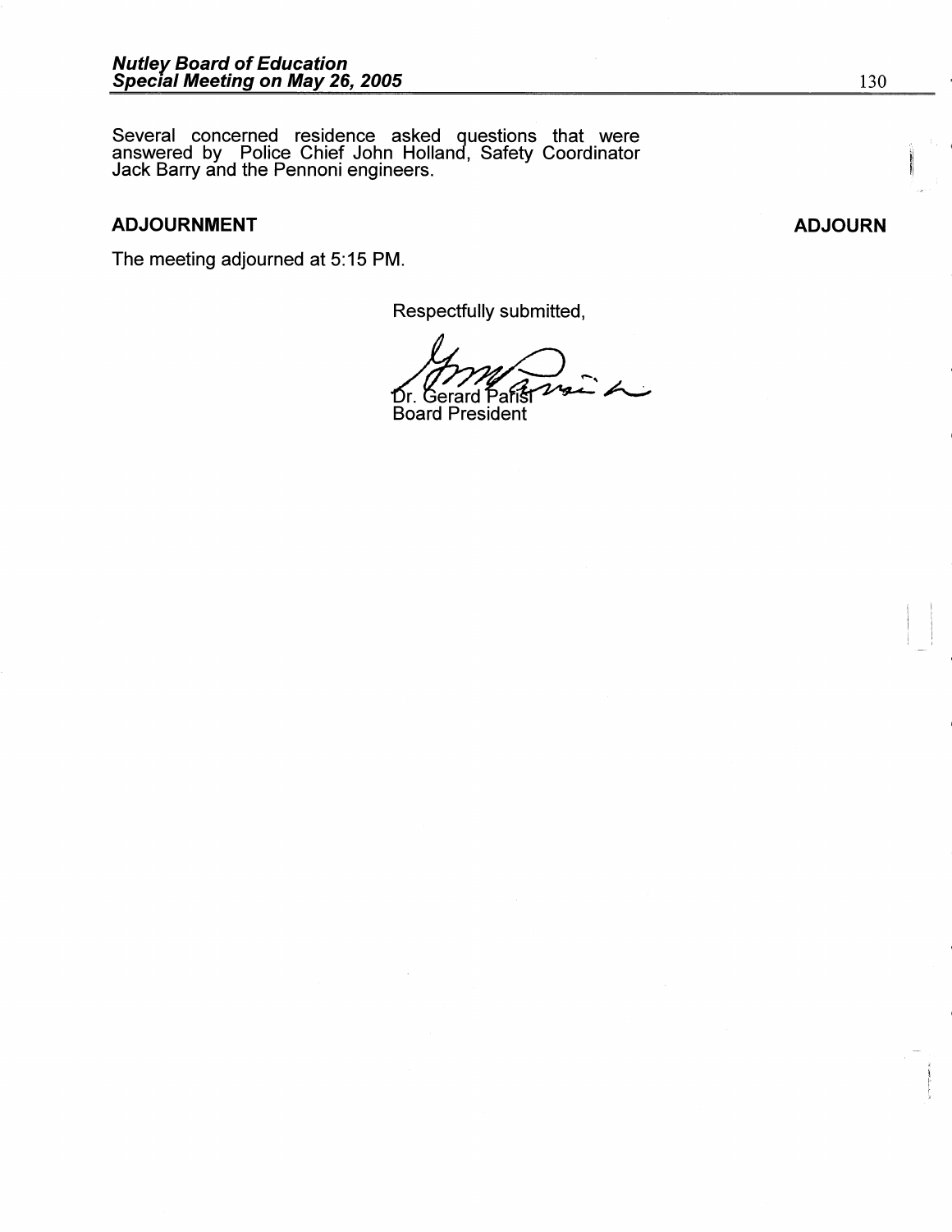Several concerned residence asked questions that were answered by Police Chief John Holland, Safety Coordinator Jack Barry and the Pennoni engineers.

## ADJOURNMENT

**ADJOURN**

The meeting adjourned at 5:15 PM.

Respectfully submitted,

Dr. Gerard Parisi
Board President